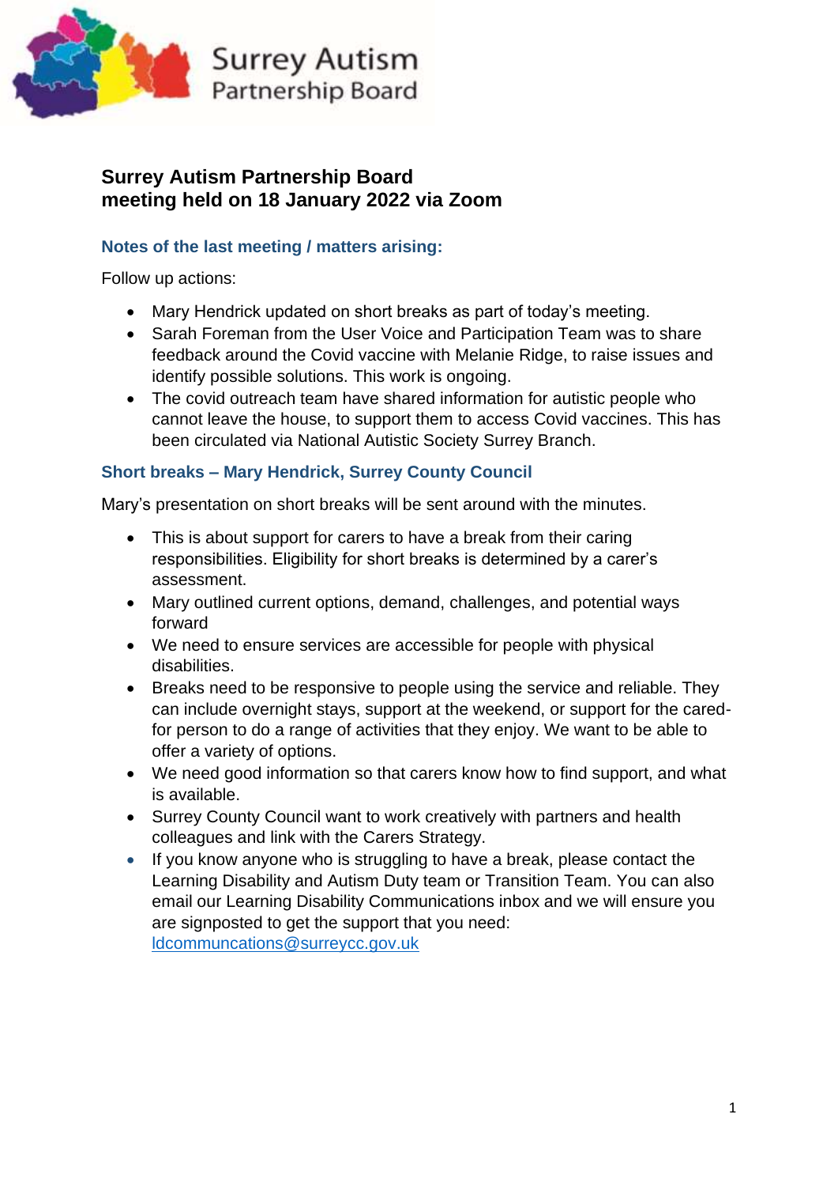Surrey Autism Partnership Board

# Surrey Autism Partnership Board meeting held on 18 January 2022 via Zoom

## Notes of the last meeting / matters arising:

Follow up actions:

- Mary Hendrick updated on short breaks as part of today's meeting.
- Sarah Foreman from the User Voice and Participation Team was to share feedback around the Covid vaccine with Melanie Ridge, to raise issues and identify possible solutions. This work is ongoing.
- The covid outreach team have shared information for autistic people who cannot leave the house, to support them to access Covid vaccines. This has been circulated via National Autistic Society Surrey Branch.

## Short breaks – Mary Hendrick, Surrey County Council

Mary's presentation on short breaks will be sent around with the minutes.

- This is about support for carers to have a break from their caring responsibilities. Eligibility for short breaks is determined by a carer's assessment.
- Mary outlined current options, demand, challenges, and potential ways forward
- We need to ensure services are accessible for people with physical disabilities.
- Breaks need to be responsive to people using the service and reliable. They can include overnight stays, support at the weekend, or support for the cared-for person to do a range of activities that they enjoy. We want to be able to offer a variety of options.
- We need good information so that carers know how to find support, and what is available.
- Surrey County Council want to work creatively with partners and health colleagues and link with the Carers Strategy.
- If you know anyone who is struggling to have a break, please contact the Learning Disability and Autism Duty team or Transition Team. You can also email our Learning Disability Communications inbox and we will ensure you are signposted to get the support that you need: ldcommuncations@surreycc.gov.uk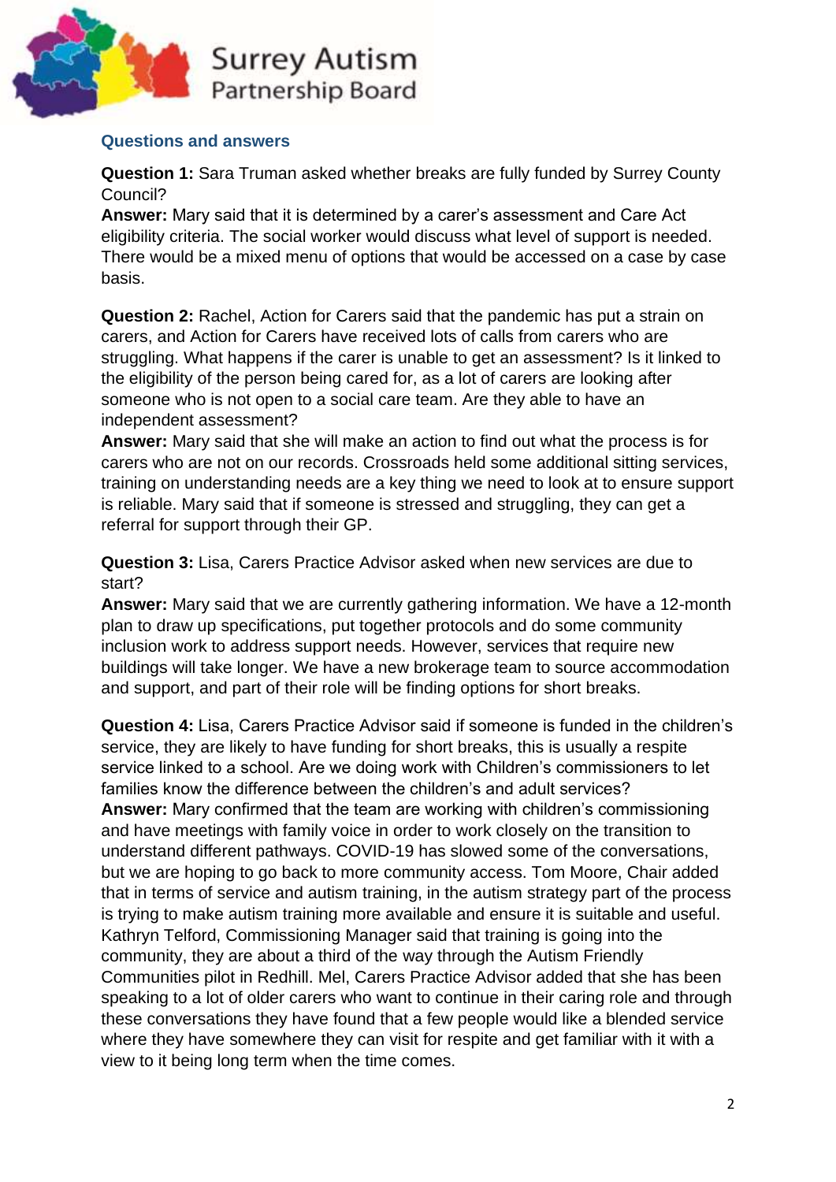### Questions and answers

**Question 1:** Sara Truman asked whether breaks are fully funded by Surrey County Council?
**Answer:** Mary said that it is determined by a carer's assessment and Care Act eligibility criteria. The social worker would discuss what level of support is needed. There would be a mixed menu of options that would be accessed on a case by case basis.

**Question 2:** Rachel, Action for Carers said that the pandemic has put a strain on carers, and Action for Carers have received lots of calls from carers who are struggling. What happens if the carer is unable to get an assessment? Is it linked to the eligibility of the person being cared for, as a lot of carers are looking after someone who is not open to a social care team. Are they able to have an independent assessment?
**Answer:** Mary said that she will make an action to find out what the process is for carers who are not on our records. Crossroads held some additional sitting services, training on understanding needs are a key thing we need to look at to ensure support is reliable. Mary said that if someone is stressed and struggling, they can get a referral for support through their GP.

**Question 3:** Lisa, Carers Practice Advisor asked when new services are due to start?
**Answer:** Mary said that we are currently gathering information. We have a 12-month plan to draw up specifications, put together protocols and do some community inclusion work to address support needs. However, services that require new buildings will take longer. We have a new brokerage team to source accommodation and support, and part of their role will be finding options for short breaks.

**Question 4:** Lisa, Carers Practice Advisor said if someone is funded in the children's service, they are likely to have funding for short breaks, this is usually a respite service linked to a school. Are we doing work with Children's commissioners to let families know the difference between the children's and adult services?
**Answer:** Mary confirmed that the team are working with children's commissioning and have meetings with family voice in order to work closely on the transition to understand different pathways. COVID-19 has slowed some of the conversations, but we are hoping to go back to more community access. Tom Moore, Chair added that in terms of service and autism training, in the autism strategy part of the process is trying to make autism training more available and ensure it is suitable and useful. Kathryn Telford, Commissioning Manager said that training is going into the community, they are about a third of the way through the Autism Friendly Communities pilot in Redhill. Mel, Carers Practice Advisor added that she has been speaking to a lot of older carers who want to continue in their caring role and through these conversations they have found that a few people would like a blended service where they have somewhere they can visit for respite and get familiar with it with a view to it being long term when the time comes.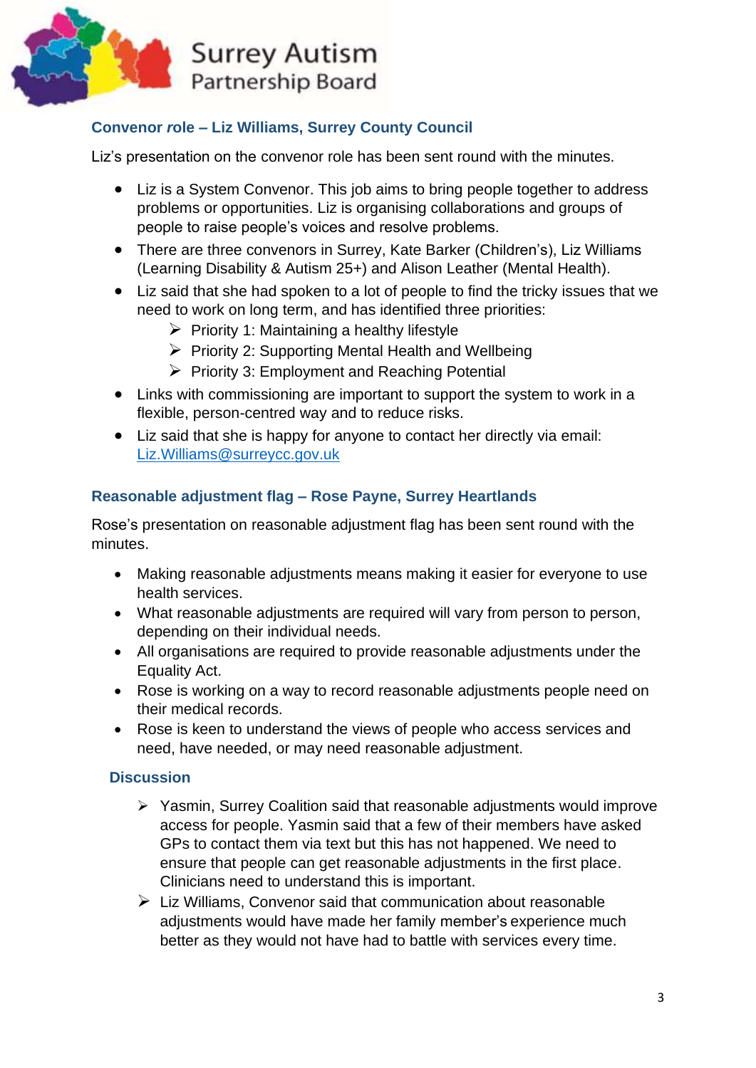### Convenor *r*ole – Liz Williams, Surrey County Council

Liz's presentation on the convenor role has been sent round with the minutes.

- Liz is a System Convenor. This job aims to bring people together to address problems or opportunities. Liz is organising collaborations and groups of people to raise people's voices and resolve problems.
- There are three convenors in Surrey, Kate Barker (Children's), Liz Williams (Learning Disability & Autism 25+) and Alison Leather (Mental Health).
- Liz said that she had spoken to a lot of people to find the tricky issues that we need to work on long term, and has identified three priorities:
  - Priority 1: Maintaining a healthy lifestyle
  - Priority 2: Supporting Mental Health and Wellbeing
  - Priority 3: Employment and Reaching Potential
- Links with commissioning are important to support the system to work in a flexible, person-centred way and to reduce risks.
- Liz said that she is happy for anyone to contact her directly via email: Liz.Williams@surreycc.gov.uk

### Reasonable adjustment flag – Rose Payne, Surrey Heartlands

Rose's presentation on reasonable adjustment flag has been sent round with the minutes.

- Making reasonable adjustments means making it easier for everyone to use health services.
- What reasonable adjustments are required will vary from person to person, depending on their individual needs.
- All organisations are required to provide reasonable adjustments under the Equality Act.
- Rose is working on a way to record reasonable adjustments people need on their medical records.
- Rose is keen to understand the views of people who access services and need, have needed, or may need reasonable adjustment.

#### Discussion

- Yasmin, Surrey Coalition said that reasonable adjustments would improve access for people. Yasmin said that a few of their members have asked GPs to contact them via text but this has not happened. We need to ensure that people can get reasonable adjustments in the first place. Clinicians need to understand this is important.
- Liz Williams, Convenor said that communication about reasonable adjustments would have made her family member's experience much better as they would not have had to battle with services every time.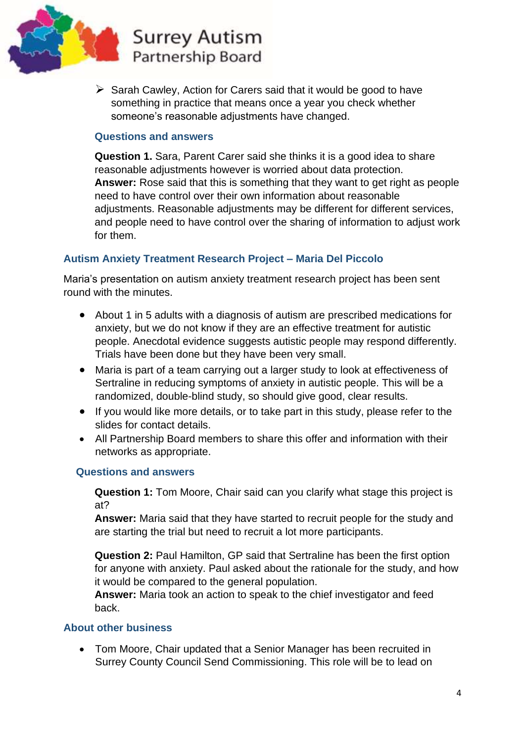- Sarah Cawley, Action for Carers said that it would be good to have something in practice that means once a year you check whether someone's reasonable adjustments have changed.

### Questions and answers

**Question 1.** Sara, Parent Carer said she thinks it is a good idea to share reasonable adjustments however is worried about data protection.
**Answer:** Rose said that this is something that they want to get right as people need to have control over their own information about reasonable adjustments. Reasonable adjustments may be different for different services, and people need to have control over the sharing of information to adjust work for them.

## Autism Anxiety Treatment Research Project – Maria Del Piccolo

Maria's presentation on autism anxiety treatment research project has been sent round with the minutes.

- About 1 in 5 adults with a diagnosis of autism are prescribed medications for anxiety, but we do not know if they are an effective treatment for autistic people. Anecdotal evidence suggests autistic people may respond differently. Trials have been done but they have been very small.
- Maria is part of a team carrying out a larger study to look at effectiveness of Sertraline in reducing symptoms of anxiety in autistic people. This will be a randomized, double-blind study, so should give good, clear results.
- If you would like more details, or to take part in this study, please refer to the slides for contact details.
- All Partnership Board members to share this offer and information with their networks as appropriate.

### Questions and answers

**Question 1:** Tom Moore, Chair said can you clarify what stage this project is at?
**Answer:** Maria said that they have started to recruit people for the study and are starting the trial but need to recruit a lot more participants.

**Question 2:** Paul Hamilton, GP said that Sertraline has been the first option for anyone with anxiety. Paul asked about the rationale for the study, and how it would be compared to the general population.
**Answer:** Maria took an action to speak to the chief investigator and feed back.

## About other business

- Tom Moore, Chair updated that a Senior Manager has been recruited in Surrey County Council Send Commissioning. This role will be to lead on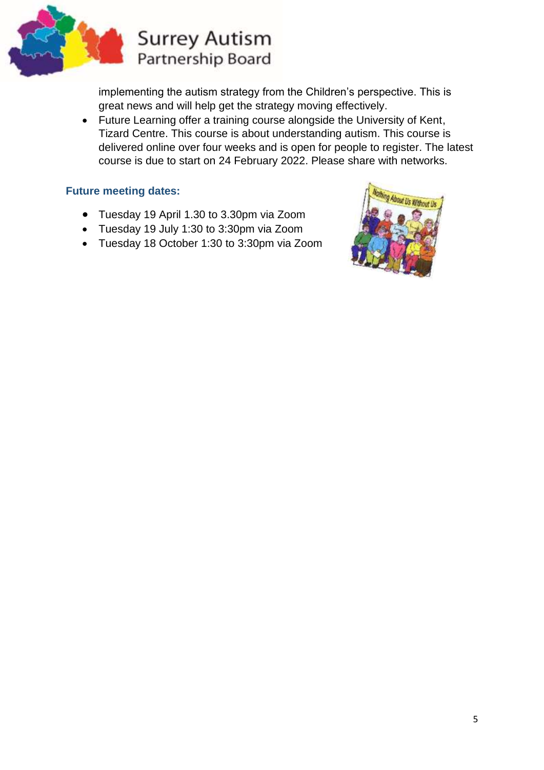implementing the autism strategy from the Children's perspective. This is great news and will help get the strategy moving effectively.

- Future Learning offer a training course alongside the University of Kent, Tizard Centre. This course is about understanding autism. This course is delivered online over four weeks and is open for people to register. The latest course is due to start on 24 February 2022. Please share with networks.

### Future meeting dates:

- Tuesday 19 April 1.30 to 3.30pm via Zoom
- Tuesday 19 July 1:30 to 3:30pm via Zoom
- Tuesday 18 October 1:30 to 3:30pm via Zoom